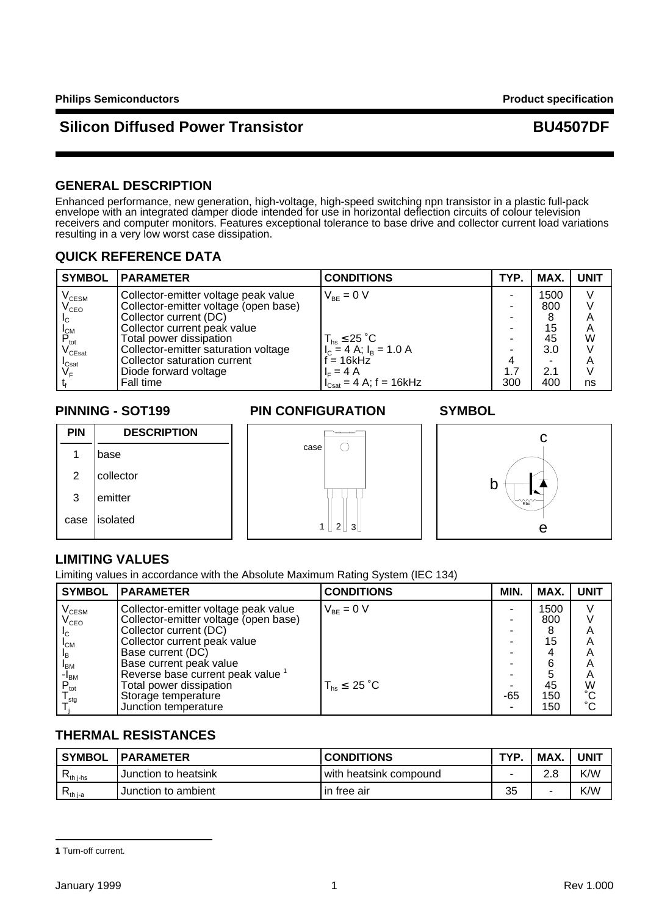Philips Semiconductors — Product specification

# Silicon Diffused Power Transistor — BU4507DF

## GENERAL DESCRIPTION

Enhanced performance, new generation, high-voltage, high-speed switching npn transistor in a plastic full-pack envelope with an integrated damper diode intended for use in horizontal deflection circuits of colour television receivers and computer monitors. Features exceptional tolerance to base drive and collector current load variations resulting in a very low worst case dissipation.

## QUICK REFERENCE DATA

| SYMBOL | PARAMETER | CONDITIONS | TYP. | MAX. | UNIT |
|---|---|---|---|---|---|
| $V_{CESM}$ | Collector-emitter voltage peak value | $V_{BE} = 0$ V | - | 1500 | V |
| $V_{CEO}$ | Collector-emitter voltage (open base) | | - | 800 | V |
| $I_C$ | Collector current (DC) | | - | 8 | A |
| $I_{CM}$ | Collector current peak value | | - | 15 | A |
| $P_{tot}$ | Total power dissipation | $T_{hs} \leq 25$ ˚C | - | 45 | W |
| $V_{CEsat}$ | Collector-emitter saturation voltage | $I_C = 4$ A; $I_B = 1.0$ A | - | 3.0 | V |
| $I_{Csat}$ | Collector saturation current | f = 16kHz | 4 | - | A |
| $V_F$ | Diode forward voltage | $I_F = 4$ A | 1.7 | 2.1 | V |
| $t_f$ | Fall time | $I_{Csat} = 4$ A; f = 16kHz | 300 | 400 | ns |

## PINNING - SOT199

| PIN | DESCRIPTION |
|---|---|
| 1 | base |
| 2 | collector |
| 3 | emitter |
| case | isolated |

## PIN CONFIGURATION

## SYMBOL

## LIMITING VALUES

Limiting values in accordance with the Absolute Maximum Rating System (IEC 134)

| SYMBOL | PARAMETER | CONDITIONS | MIN. | MAX. | UNIT |
|---|---|---|---|---|---|
| $V_{CESM}$ | Collector-emitter voltage peak value | $V_{BE} = 0$ V | - | 1500 | V |
| $V_{CEO}$ | Collector-emitter voltage (open base) | | - | 800 | V |
| $I_C$ | Collector current (DC) | | - | 8 | A |
| $I_{CM}$ | Collector current peak value | | - | 15 | A |
| $I_B$ | Base current (DC) | | - | 4 | A |
| $I_{BM}$ | Base current peak value | | - | 6 | A |
| $-I_{BM}$ | Reverse base current peak value [1] | | - | 5 | A |
| $P_{tot}$ | Total power dissipation | $T_{hs} \leq 25$ ˚C | - | 45 | W |
| $T_{stg}$ | Storage temperature | | -65 | 150 | ˚C |
| $T_j$ | Junction temperature | | - | 150 | ˚C |

## THERMAL RESISTANCES

| SYMBOL | PARAMETER | CONDITIONS | TYP. | MAX. | UNIT |
|---|---|---|---|---|---|
| $R_{th\,j\text{-}hs}$ | Junction to heatsink | with heatsink compound | - | 2.8 | K/W |
| $R_{th\,j\text{-}a}$ | Junction to ambient | in free air | 35 | - | K/W |

[1] Turn-off current.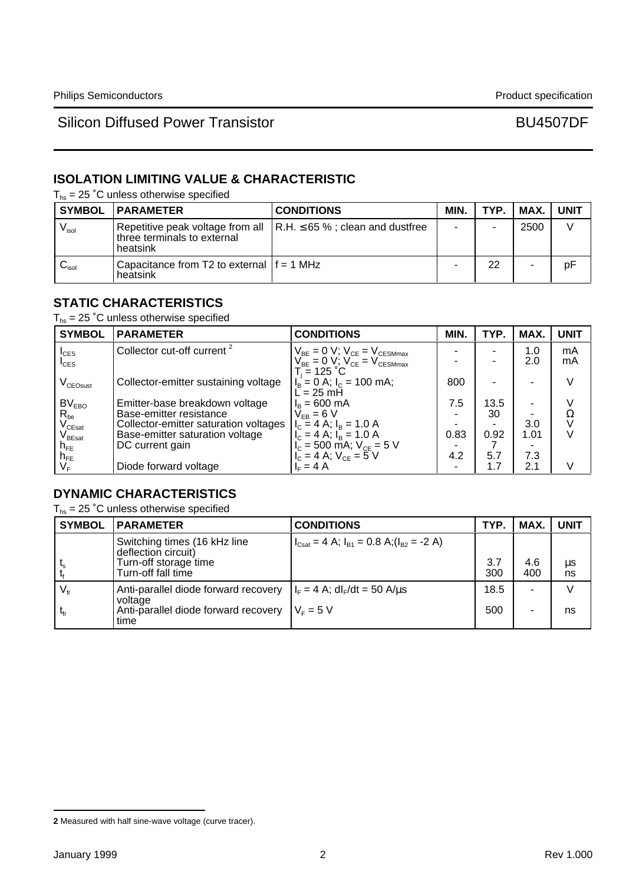## ISOLATION LIMITING VALUE & CHARACTERISTIC

$T_{hs}$ = 25 ˚C unless otherwise specified

| SYMBOL | PARAMETER | CONDITIONS | MIN. | TYP. | MAX. | UNIT |
|---|---|---|---|---|---|---|
| $V_{isol}$ | Repetitive peak voltage from all three terminals to external heatsink | R.H. ≤65 % ; clean and dustfree | - | - | 2500 | V |
| $C_{isol}$ | Capacitance from T2 to external heatsink | f = 1 MHz | - | 22 | - | pF |

## STATIC CHARACTERISTICS

$T_{hs}$ = 25 ˚C unless otherwise specified

| SYMBOL | PARAMETER | CONDITIONS | MIN. | TYP. | MAX. | UNIT |
|---|---|---|---|---|---|---|
| $I_{CES}$ | Collector cut-off current [2] | $V_{BE}$ = 0 V; $V_{CE}$ = $V_{CESMmax}$ | - | - | 1.0 | mA |
| $I_{CES}$ | | $V_{BE}$ = 0 V; $V_{CE}$ = $V_{CESMmax}$ $T_j$ = 125 ˚C | - | - | 2.0 | mA |
| $V_{CEOsust}$ | Collector-emitter sustaining voltage | $I_B$ = 0 A; $I_C$ = 100 mA; L = 25 mH | 800 | - | - | V |
| $BV_{EBO}$ | Emitter-base breakdown voltage | $I_B$ = 600 mA | 7.5 | 13.5 | - | V |
| $R_{be}$ | Base-emitter resistance | $V_{EB}$ = 6 V | - | 30 | - | Ω |
| $V_{CEsat}$ | Collector-emitter saturation voltages | $I_C$ = 4 A; $I_B$ = 1.0 A | - | - | 3.0 | V |
| $V_{BEsat}$ | Base-emitter saturation voltage | $I_C$ = 4 A; $I_B$ = 1.0 A | 0.83 | 0.92 | 1.01 | V |
| $h_{FE}$ | DC current gain | $I_C$ = 500 mA; $V_{CE}$ = 5 V | - | 7 | - | |
| $h_{FE}$ | | $I_C$ = 4 A; $V_{CE}$ = 5 V | 4.2 | 5.7 | 7.3 | |
| $V_F$ | Diode forward voltage | $I_F$ = 4 A | - | 1.7 | 2.1 | V |

## DYNAMIC CHARACTERISTICS

$T_{hs}$ = 25 ˚C unless otherwise specified

| SYMBOL | PARAMETER | CONDITIONS | TYP. | MAX. | UNIT |
|---|---|---|---|---|---|
| | Switching times (16 kHz line deflection circuit) | $I_{Csat}$ = 4 A; $I_{B1}$ = 0.8 A;($I_{B2}$ = -2 A) | | | |
| $t_s$ | Turn-off storage time | | 3.7 | 4.6 | µs |
| $t_f$ | Turn-off fall time | | 300 | 400 | ns |
| $V_{fr}$ | Anti-parallel diode forward recovery voltage | $I_F$ = 4 A; $dI_F/dt$ = 50 A/µs | 18.5 | - | V |
| $t_{fr}$ | Anti-parallel diode forward recovery time | $V_F$ = 5 V | 500 | - | ns |

---

**2** Measured with half sine-wave voltage (curve tracer).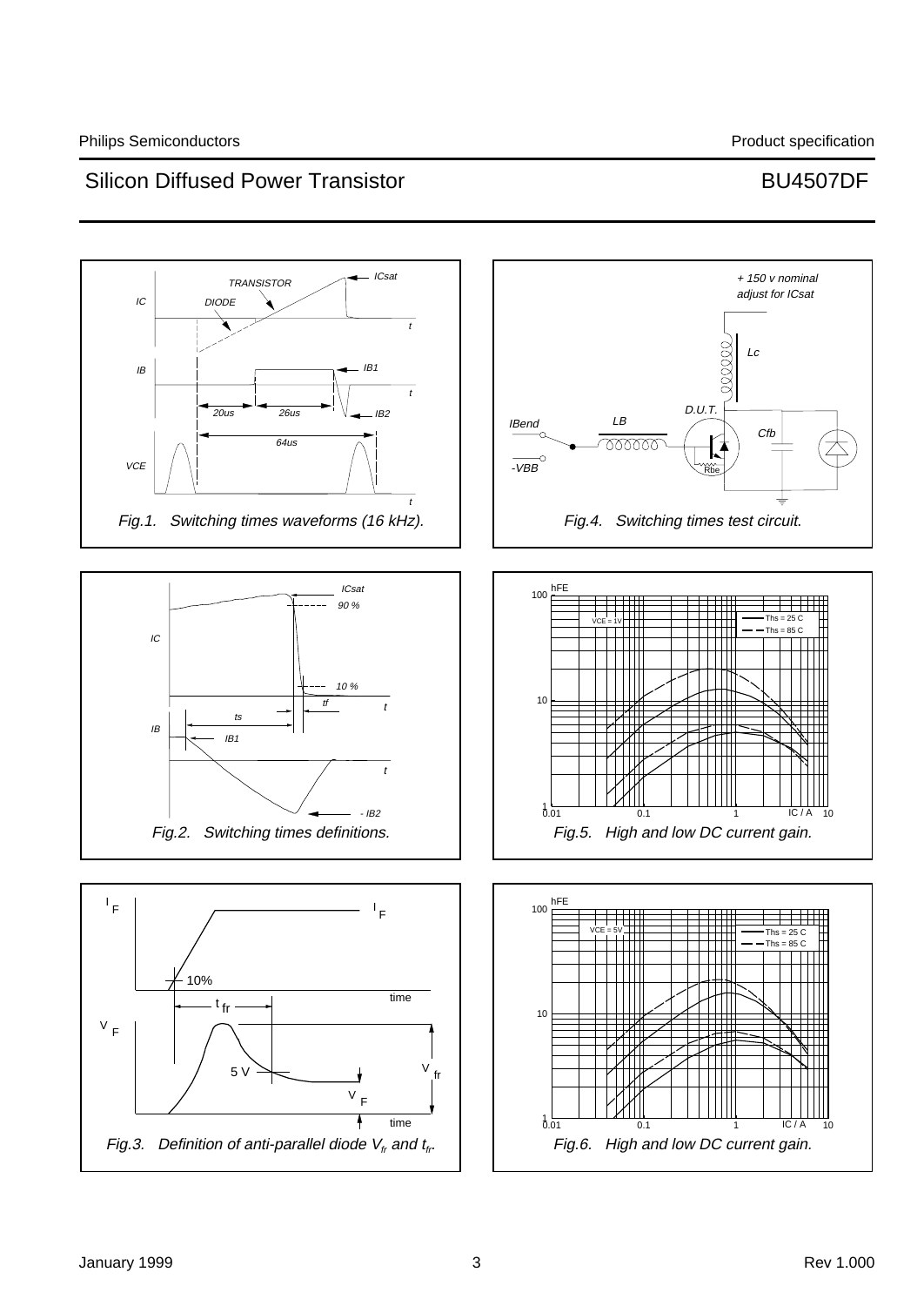Fig.1.   Switching times waveforms (16 kHz).

Fig.4.   Switching times test circuit.

Fig.2.   Switching times definitions.

Fig.5.   High and low DC current gain.

Fig.3.   Definition of anti-parallel diode $V_{fr}$ and $t_{fr}$.

Fig.6.   High and low DC current gain.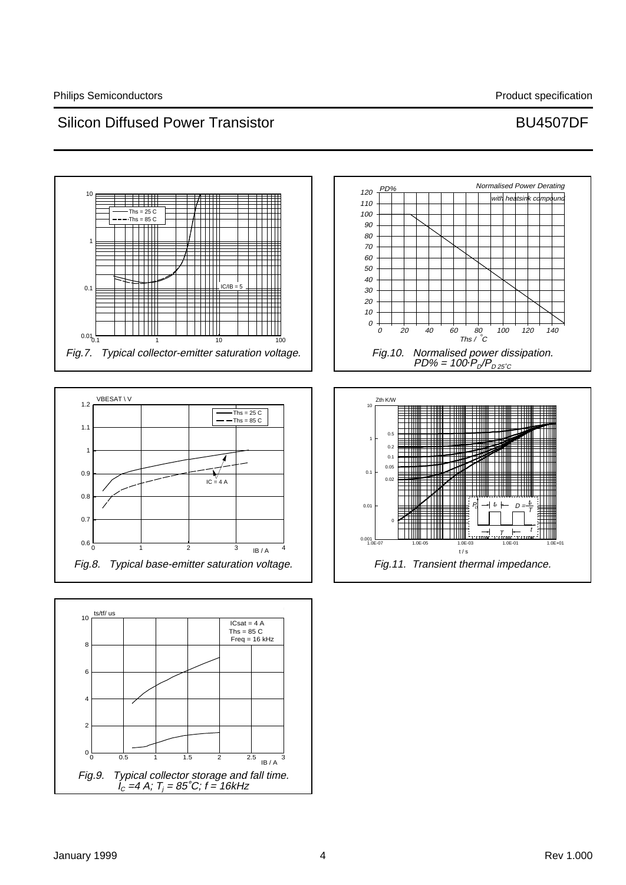Fig.7. Typical collector-emitter saturation voltage.

Fig.10. Normalised power dissipation.
$PD\% = 100 \cdot P_D/P_{D\,25^{\circ}C}$

Fig.8. Typical base-emitter saturation voltage.

Fig.11. Transient thermal impedance.

Fig.9. Typical collector storage and fall time.
$I_C = 4$ A; $T_j = 85^{\circ}$C; f = 16kHz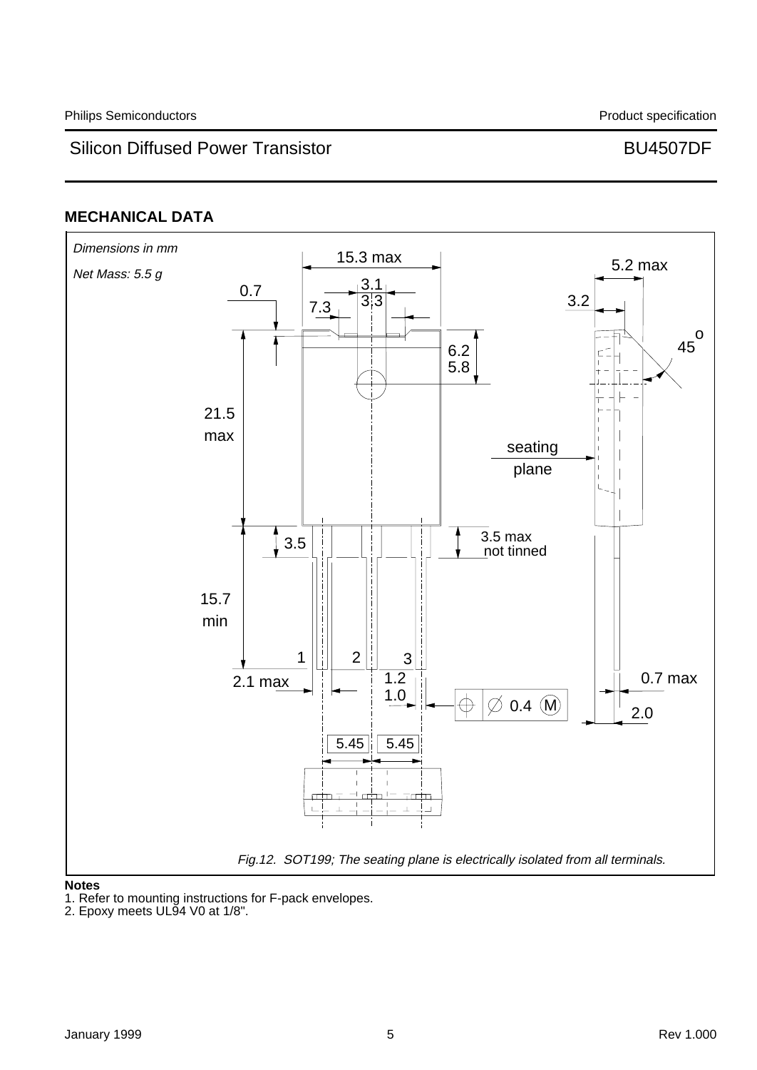## MECHANICAL DATA

*Dimensions in mm*

*Net Mass: 5.5 g*

15.3 max

5.2 max

0.7

3.1

3.3

7.3

3.2

6.2

5.8

45°

21.5 max

seating plane

3.5

3.5 max not tinned

15.7 min

1 2 3

2.1 max

1.2

1.0

0.4 M

0.7 max

2.0

5.45 5.45

*Fig.12. SOT199; The seating plane is electrically isolated from all terminals.*

**Notes**

1. Refer to mounting instructions for F-pack envelopes.
2. Epoxy meets UL94 V0 at 1/8".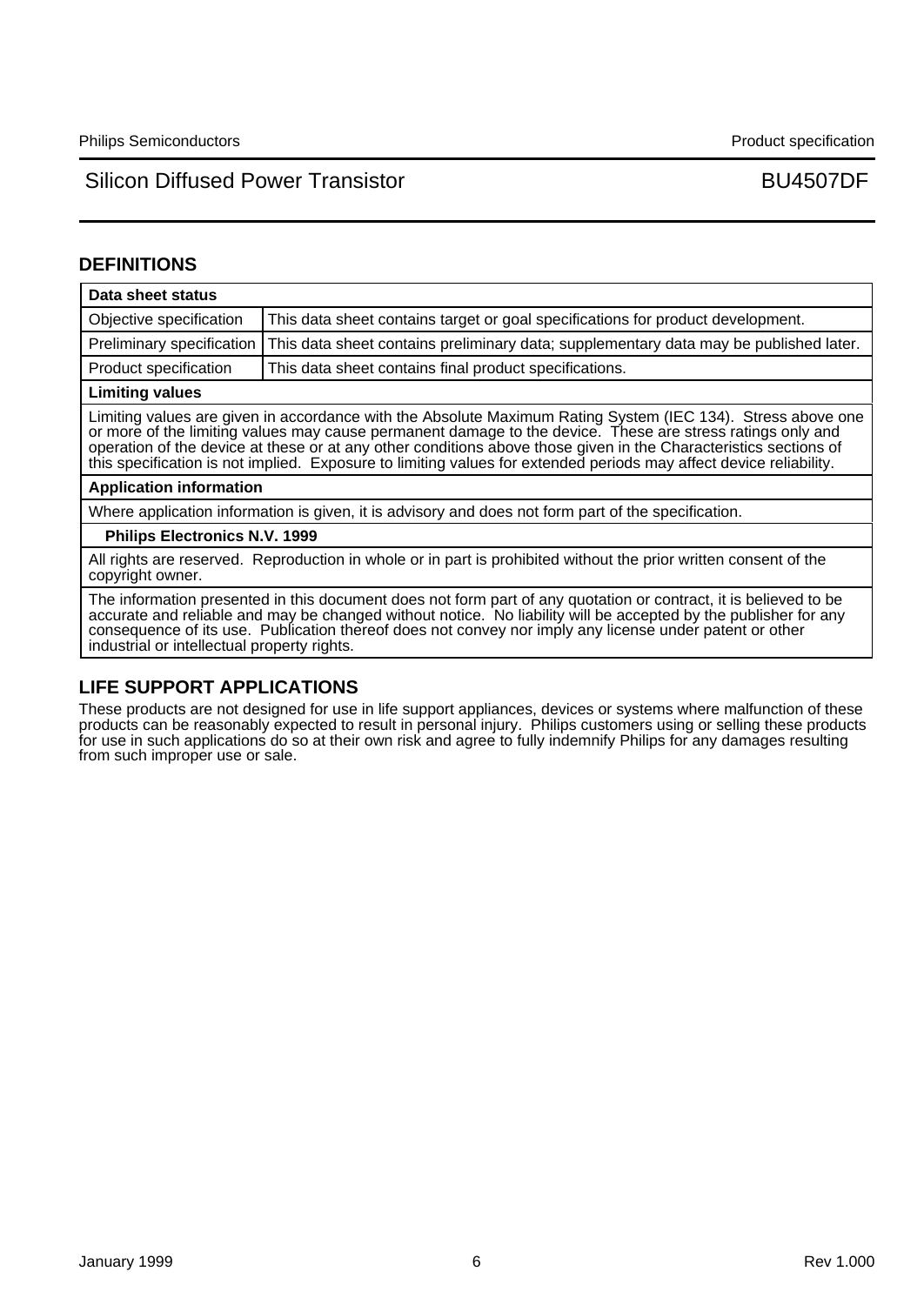## DEFINITIONS

| | |
|---|---|
| **Data sheet status** | |
| Objective specification | This data sheet contains target or goal specifications for product development. |
| Preliminary specification | This data sheet contains preliminary data; supplementary data may be published later. |
| Product specification | This data sheet contains final product specifications. |
| **Limiting values** | |
| Limiting values are given in accordance with the Absolute Maximum Rating System (IEC 134). Stress above one or more of the limiting values may cause permanent damage to the device. These are stress ratings only and operation of the device at these or at any other conditions above those given in the Characteristics sections of this specification is not implied. Exposure to limiting values for extended periods may affect device reliability. | |
| **Application information** | |
| Where application information is given, it is advisory and does not form part of the specification. | |
| **Philips Electronics N.V. 1999** | |
| All rights are reserved. Reproduction in whole or in part is prohibited without the prior written consent of the copyright owner. | |
| The information presented in this document does not form part of any quotation or contract, it is believed to be accurate and reliable and may be changed without notice. No liability will be accepted by the publisher for any consequence of its use. Publication thereof does not convey nor imply any license under patent or other industrial or intellectual property rights. | |

## LIFE SUPPORT APPLICATIONS

These products are not designed for use in life support appliances, devices or systems where malfunction of these products can be reasonably expected to result in personal injury. Philips customers using or selling these products for use in such applications do so at their own risk and agree to fully indemnify Philips for any damages resulting from such improper use or sale.